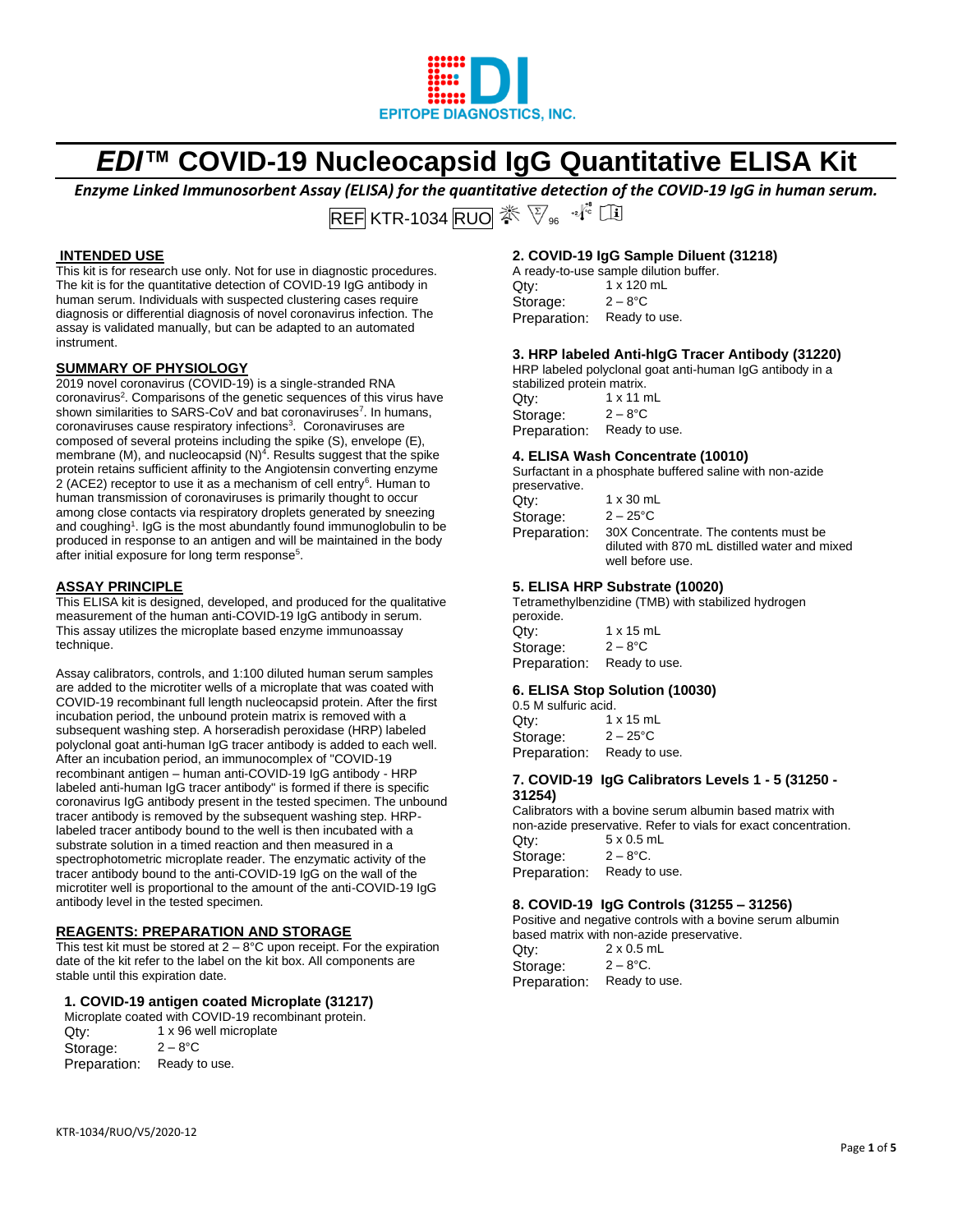EPITOPE DIAGNOSTICS, INC.

# *EDI*™ COVID-19 Nucleocapsid IgG Quantitative ELISA Kit

***Enzyme Linked Immunosorbent Assay (ELISA) for the quantitative detection of the COVID-19 IgG in human serum.***

REF KTR-1034 RUO 96

## INTENDED USE

This kit is for research use only. Not for use in diagnostic procedures. The kit is for the quantitative detection of COVID-19 IgG antibody in human serum. Individuals with suspected clustering cases require diagnosis or differential diagnosis of novel coronavirus infection. The assay is validated manually, but can be adapted to an automated instrument.

## SUMMARY OF PHYSIOLOGY

2019 novel coronavirus (COVID-19) is a single-stranded RNA coronavirus[2]. Comparisons of the genetic sequences of this virus have shown similarities to SARS-CoV and bat coronaviruses[7]. In humans, coronaviruses cause respiratory infections[3]. Coronaviruses are composed of several proteins including the spike (S), envelope (E), membrane (M), and nucleocapsid (N)[4]. Results suggest that the spike protein retains sufficient affinity to the Angiotensin converting enzyme 2 (ACE2) receptor to use it as a mechanism of cell entry[6]. Human to human transmission of coronaviruses is primarily thought to occur among close contacts via respiratory droplets generated by sneezing and coughing[1]. IgG is the most abundantly found immunoglobulin to be produced in response to an antigen and will be maintained in the body after initial exposure for long term response[5].

## ASSAY PRINCIPLE

This ELISA kit is designed, developed, and produced for the qualitative measurement of the human anti-COVID-19 IgG antibody in serum. This assay utilizes the microplate based enzyme immunoassay technique.

Assay calibrators, controls, and 1:100 diluted human serum samples are added to the microtiter wells of a microplate that was coated with COVID-19 recombinant full length nucleocapsid protein. After the first incubation period, the unbound protein matrix is removed with a subsequent washing step. A horseradish peroxidase (HRP) labeled polyclonal goat anti-human IgG tracer antibody is added to each well. After an incubation period, an immunocomplex of "COVID-19 recombinant antigen – human anti-COVID-19 IgG antibody - HRP labeled anti-human IgG tracer antibody" is formed if there is specific coronavirus IgG antibody present in the tested specimen. The unbound tracer antibody is removed by the subsequent washing step. HRP-labeled tracer antibody bound to the well is then incubated with a substrate solution in a timed reaction and then measured in a spectrophotometric microplate reader. The enzymatic activity of the tracer antibody bound to the anti-COVID-19 IgG on the wall of the microtiter well is proportional to the amount of the anti-COVID-19 IgG antibody level in the tested specimen.

## REAGENTS: PREPARATION AND STORAGE

This test kit must be stored at 2 – 8°C upon receipt. For the expiration date of the kit refer to the label on the kit box. All components are stable until this expiration date.

### 1. COVID-19 antigen coated Microplate (31217)

Microplate coated with COVID-19 recombinant protein.

Qty: 1 x 96 well microplate
Storage: 2 – 8°C
Preparation: Ready to use.

### 2. COVID-19 IgG Sample Diluent (31218)

A ready-to-use sample dilution buffer.

Qty: 1 x 120 mL
Storage: 2 – 8°C
Preparation: Ready to use.

### 3. HRP labeled Anti-hIgG Tracer Antibody (31220)

HRP labeled polyclonal goat anti-human IgG antibody in a stabilized protein matrix.

Qty: 1 x 11 mL
Storage: 2 – 8°C
Preparation: Ready to use.

### 4. ELISA Wash Concentrate (10010)

Surfactant in a phosphate buffered saline with non-azide preservative.

Qty: 1 x 30 mL
Storage: 2 – 25°C
Preparation: 30X Concentrate. The contents must be diluted with 870 mL distilled water and mixed well before use.

### 5. ELISA HRP Substrate (10020)

Tetramethylbenzidine (TMB) with stabilized hydrogen peroxide.

Qty: 1 x 15 mL
Storage: 2 – 8°C
Preparation: Ready to use.

### 6. ELISA Stop Solution (10030)

0.5 M sulfuric acid.

Qty: 1 x 15 mL
Storage: 2 – 25°C
Preparation: Ready to use.

### 7. COVID-19 IgG Calibrators Levels 1 - 5 (31250 - 31254)

Calibrators with a bovine serum albumin based matrix with non-azide preservative. Refer to vials for exact concentration.

Qty: 5 x 0.5 mL
Storage: 2 – 8°C.
Preparation: Ready to use.

### 8. COVID-19 IgG Controls (31255 – 31256)

Positive and negative controls with a bovine serum albumin based matrix with non-azide preservative.

Qty: 2 x 0.5 mL
Storage: 2 – 8°C.
Preparation: Ready to use.

KTR-1034/RUO/V5/2020-12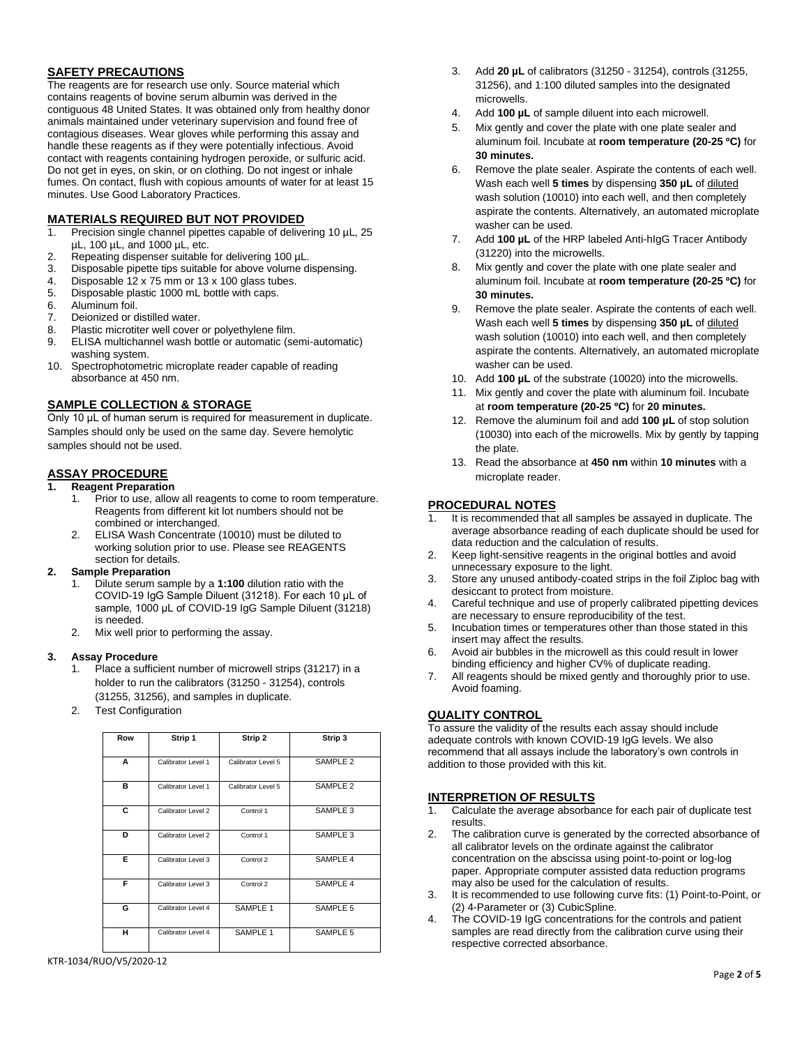## SAFETY PRECAUTIONS

The reagents are for research use only. Source material which contains reagents of bovine serum albumin was derived in the contiguous 48 United States. It was obtained only from healthy donor animals maintained under veterinary supervision and found free of contagious diseases. Wear gloves while performing this assay and handle these reagents as if they were potentially infectious. Avoid contact with reagents containing hydrogen peroxide, or sulfuric acid. Do not get in eyes, on skin, or on clothing. Do not ingest or inhale fumes. On contact, flush with copious amounts of water for at least 15 minutes. Use Good Laboratory Practices.

## MATERIALS REQUIRED BUT NOT PROVIDED

1. Precision single channel pipettes capable of delivering 10 µL, 25 µL, 100 µL, and 1000 µL, etc.
2. Repeating dispenser suitable for delivering 100 µL.
3. Disposable pipette tips suitable for above volume dispensing.
4. Disposable 12 x 75 mm or 13 x 100 glass tubes.
5. Disposable plastic 1000 mL bottle with caps.
6. Aluminum foil.
7. Deionized or distilled water.
8. Plastic microtiter well cover or polyethylene film.
9. ELISA multichannel wash bottle or automatic (semi-automatic) washing system.
10. Spectrophotometric microplate reader capable of reading absorbance at 450 nm.

## SAMPLE COLLECTION & STORAGE

Only 10 µL of human serum is required for measurement in duplicate. Samples should only be used on the same day. Severe hemolytic samples should not be used.

## ASSAY PROCEDURE

### 1. Reagent Preparation

1. Prior to use, allow all reagents to come to room temperature. Reagents from different kit lot numbers should not be combined or interchanged.
2. ELISA Wash Concentrate (10010) must be diluted to working solution prior to use. Please see REAGENTS section for details.

### 2. Sample Preparation

1. Dilute serum sample by a **1:100** dilution ratio with the COVID-19 IgG Sample Diluent (31218). For each 10 µL of sample, 1000 µL of COVID-19 IgG Sample Diluent (31218) is needed.
2. Mix well prior to performing the assay.

### 3. Assay Procedure

1. Place a sufficient number of microwell strips (31217) in a holder to run the calibrators (31250 - 31254), controls (31255, 31256), and samples in duplicate.
2. Test Configuration

| Row | Strip 1 | Strip 2 | Strip 3 |
|---|---|---|---|
| A | Calibrator Level 1 | Calibrator Level 5 | SAMPLE 2 |
| B | Calibrator Level 1 | Calibrator Level 5 | SAMPLE 2 |
| C | Calibrator Level 2 | Control 1 | SAMPLE 3 |
| D | Calibrator Level 2 | Control 1 | SAMPLE 3 |
| E | Calibrator Level 3 | Control 2 | SAMPLE 4 |
| F | Calibrator Level 3 | Control 2 | SAMPLE 4 |
| G | Calibrator Level 4 | SAMPLE 1 | SAMPLE 5 |
| H | Calibrator Level 4 | SAMPLE 1 | SAMPLE 5 |

3. Add **20 µL** of calibrators (31250 - 31254), controls (31255, 31256), and 1:100 diluted samples into the designated microwells.
4. Add **100 µL** of sample diluent into each microwell.
5. Mix gently and cover the plate with one plate sealer and aluminum foil. Incubate at **room temperature (20-25 ºC)** for **30 minutes.**
6. Remove the plate sealer. Aspirate the contents of each well. Wash each well **5 times** by dispensing **350 µL** of diluted wash solution (10010) into each well, and then completely aspirate the contents. Alternatively, an automated microplate washer can be used.
7. Add **100 µL** of the HRP labeled Anti-hIgG Tracer Antibody (31220) into the microwells.
8. Mix gently and cover the plate with one plate sealer and aluminum foil. Incubate at **room temperature (20-25 ºC)** for **30 minutes.**
9. Remove the plate sealer. Aspirate the contents of each well. Wash each well **5 times** by dispensing **350 µL** of diluted wash solution (10010) into each well, and then completely aspirate the contents. Alternatively, an automated microplate washer can be used.
10. Add **100 µL** of the substrate (10020) into the microwells.
11. Mix gently and cover the plate with aluminum foil. Incubate at **room temperature (20-25 ºC)** for **20 minutes.**
12. Remove the aluminum foil and add **100 µL** of stop solution (10030) into each of the microwells. Mix by gently by tapping the plate.
13. Read the absorbance at **450 nm** within **10 minutes** with a microplate reader.

## PROCEDURAL NOTES

1. It is recommended that all samples be assayed in duplicate. The average absorbance reading of each duplicate should be used for data reduction and the calculation of results.
2. Keep light-sensitive reagents in the original bottles and avoid unnecessary exposure to the light.
3. Store any unused antibody-coated strips in the foil Ziploc bag with desiccant to protect from moisture.
4. Careful technique and use of properly calibrated pipetting devices are necessary to ensure reproducibility of the test.
5. Incubation times or temperatures other than those stated in this insert may affect the results.
6. Avoid air bubbles in the microwell as this could result in lower binding efficiency and higher CV% of duplicate reading.
7. All reagents should be mixed gently and thoroughly prior to use. Avoid foaming.

## QUALITY CONTROL

To assure the validity of the results each assay should include adequate controls with known COVID-19 IgG levels. We also recommend that all assays include the laboratory's own controls in addition to those provided with this kit.

## INTERPRETION OF RESULTS

1. Calculate the average absorbance for each pair of duplicate test results.
2. The calibration curve is generated by the corrected absorbance of all calibrator levels on the ordinate against the calibrator concentration on the abscissa using point-to-point or log-log paper. Appropriate computer assisted data reduction programs may also be used for the calculation of results.
3. It is recommended to use following curve fits: (1) Point-to-Point, or (2) 4-Parameter or (3) CubicSpline.
4. The COVID-19 IgG concentrations for the controls and patient samples are read directly from the calibration curve using their respective corrected absorbance.

KTR-1034/RUO/V5/2020-12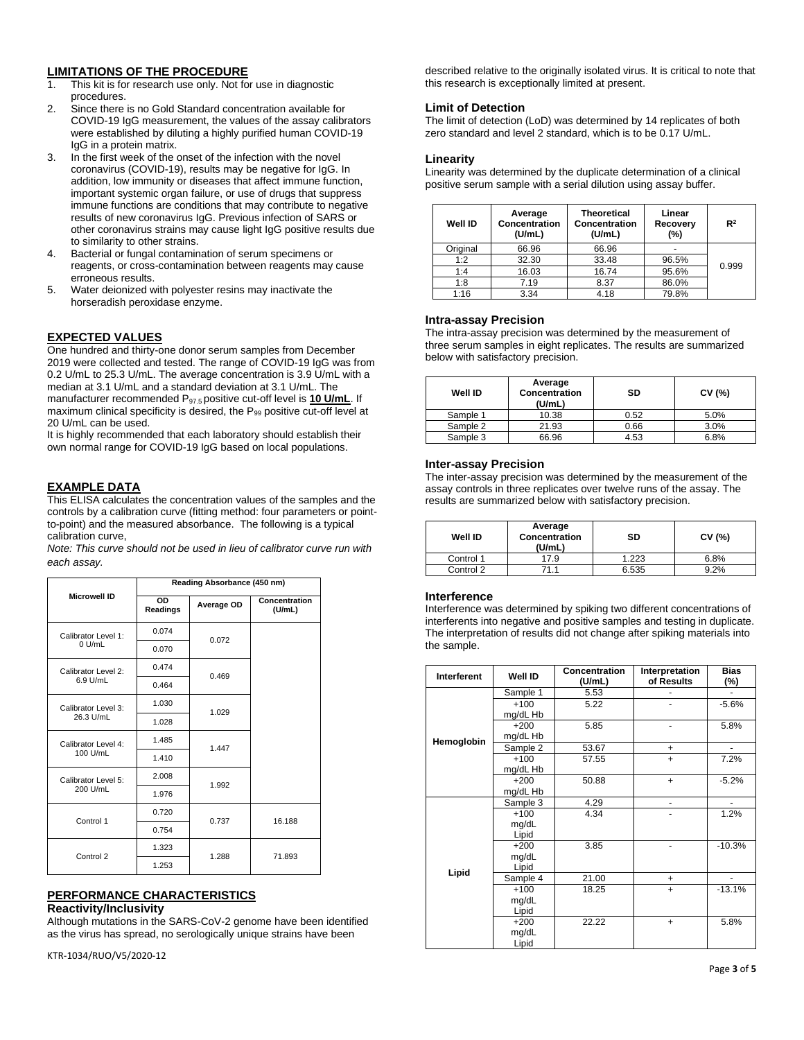## LIMITATIONS OF THE PROCEDURE

1. This kit is for research use only. Not for use in diagnostic procedures.
2. Since there is no Gold Standard concentration available for COVID-19 IgG measurement, the values of the assay calibrators were established by diluting a highly purified human COVID-19 IgG in a protein matrix.
3. In the first week of the onset of the infection with the novel coronavirus (COVID-19), results may be negative for IgG. In addition, low immunity or diseases that affect immune function, important systemic organ failure, or use of drugs that suppress immune functions are conditions that may contribute to negative results of new coronavirus IgG. Previous infection of SARS or other coronavirus strains may cause light IgG positive results due to similarity to other strains.
4. Bacterial or fungal contamination of serum specimens or reagents, or cross-contamination between reagents may cause erroneous results.
5. Water deionized with polyester resins may inactivate the horseradish peroxidase enzyme.

## EXPECTED VALUES

One hundred and thirty-one donor serum samples from December 2019 were collected and tested. The range of COVID-19 IgG was from 0.2 U/mL to 25.3 U/mL. The average concentration is 3.9 U/mL with a median at 3.1 U/mL and a standard deviation at 3.1 U/mL. The manufacturer recommended $P_{97.5}$ positive cut-off level is **10 U/mL**. If maximum clinical specificity is desired, the $P_{99}$ positive cut-off level at 20 U/mL can be used.

It is highly recommended that each laboratory should establish their own normal range for COVID-19 IgG based on local populations.

## EXAMPLE DATA

This ELISA calculates the concentration values of the samples and the controls by a calibration curve (fitting method: four parameters or point-to-point) and the measured absorbance. The following is a typical calibration curve,

*Note: This curve should not be used in lieu of calibrator curve run with each assay.*

| Microwell ID | Reading Absorbance (450 nm) | | |
|---|---|---|---|
| | OD Readings | Average OD | Concentration (U/mL) |
| Calibrator Level 1: 0 U/mL | 0.074 | 0.072 | |
| | 0.070 | | |
| Calibrator Level 2: 6.9 U/mL | 0.474 | 0.469 | |
| | 0.464 | | |
| Calibrator Level 3: 26.3 U/mL | 1.030 | 1.029 | |
| | 1.028 | | |
| Calibrator Level 4: 100 U/mL | 1.485 | 1.447 | |
| | 1.410 | | |
| Calibrator Level 5: 200 U/mL | 2.008 | 1.992 | |
| | 1.976 | | |
| Control 1 | 0.720 | 0.737 | 16.188 |
| | 0.754 | | |
| Control 2 | 1.323 | 1.288 | 71.893 |
| | 1.253 | | |

## PERFORMANCE CHARACTERISTICS

### Reactivity/Inclusivity

Although mutations in the SARS-CoV-2 genome have been identified as the virus has spread, no serologically unique strains have been described relative to the originally isolated virus. It is critical to note that this research is exceptionally limited at present.

### Limit of Detection

The limit of detection (LoD) was determined by 14 replicates of both zero standard and level 2 standard, which is to be 0.17 U/mL.

### Linearity

Linearity was determined by the duplicate determination of a clinical positive serum sample with a serial dilution using assay buffer.

| Well ID | Average Concentration (U/mL) | Theoretical Concentration (U/mL) | Linear Recovery (%) | $R^2$ |
|---|---|---|---|---|
| Original | 66.96 | 66.96 | - | 0.999 |
| 1:2 | 32.30 | 33.48 | 96.5% | |
| 1:4 | 16.03 | 16.74 | 95.6% | |
| 1:8 | 7.19 | 8.37 | 86.0% | |
| 1:16 | 3.34 | 4.18 | 79.8% | |

### Intra-assay Precision

The intra-assay precision was determined by the measurement of three serum samples in eight replicates. The results are summarized below with satisfactory precision.

| Well ID | Average Concentration (U/mL) | SD | CV (%) |
|---|---|---|---|
| Sample 1 | 10.38 | 0.52 | 5.0% |
| Sample 2 | 21.93 | 0.66 | 3.0% |
| Sample 3 | 66.96 | 4.53 | 6.8% |

### Inter-assay Precision

The inter-assay precision was determined by the measurement of the assay controls in three replicates over twelve runs of the assay. The results are summarized below with satisfactory precision.

| Well ID | Average Concentration (U/mL) | SD | CV (%) |
|---|---|---|---|
| Control 1 | 17.9 | 1.223 | 6.8% |
| Control 2 | 71.1 | 6.535 | 9.2% |

### Interference

Interference was determined by spiking two different concentrations of interferents into negative and positive samples and testing in duplicate. The interpretation of results did not change after spiking materials into the sample.

| Interferent | Well ID | Concentration (U/mL) | Interpretation of Results | Bias (%) |
|---|---|---|---|---|
| Hemoglobin | Sample 1 | 5.53 | - | - |
| | +100 mg/dL Hb | 5.22 | - | -5.6% |
| | +200 mg/dL Hb | 5.85 | - | 5.8% |
| | Sample 2 | 53.67 | + | - |
| | +100 mg/dL Hb | 57.55 | + | 7.2% |
| | +200 mg/dL Hb | 50.88 | + | -5.2% |
| Lipid | Sample 3 | 4.29 | - | - |
| | +100 mg/dL Lipid | 4.34 | - | 1.2% |
| | +200 mg/dL Lipid | 3.85 | - | -10.3% |
| | Sample 4 | 21.00 | + | - |
| | +100 mg/dL Lipid | 18.25 | + | -13.1% |
| | +200 mg/dL Lipid | 22.22 | + | 5.8% |

KTR-1034/RUO/V5/2020-12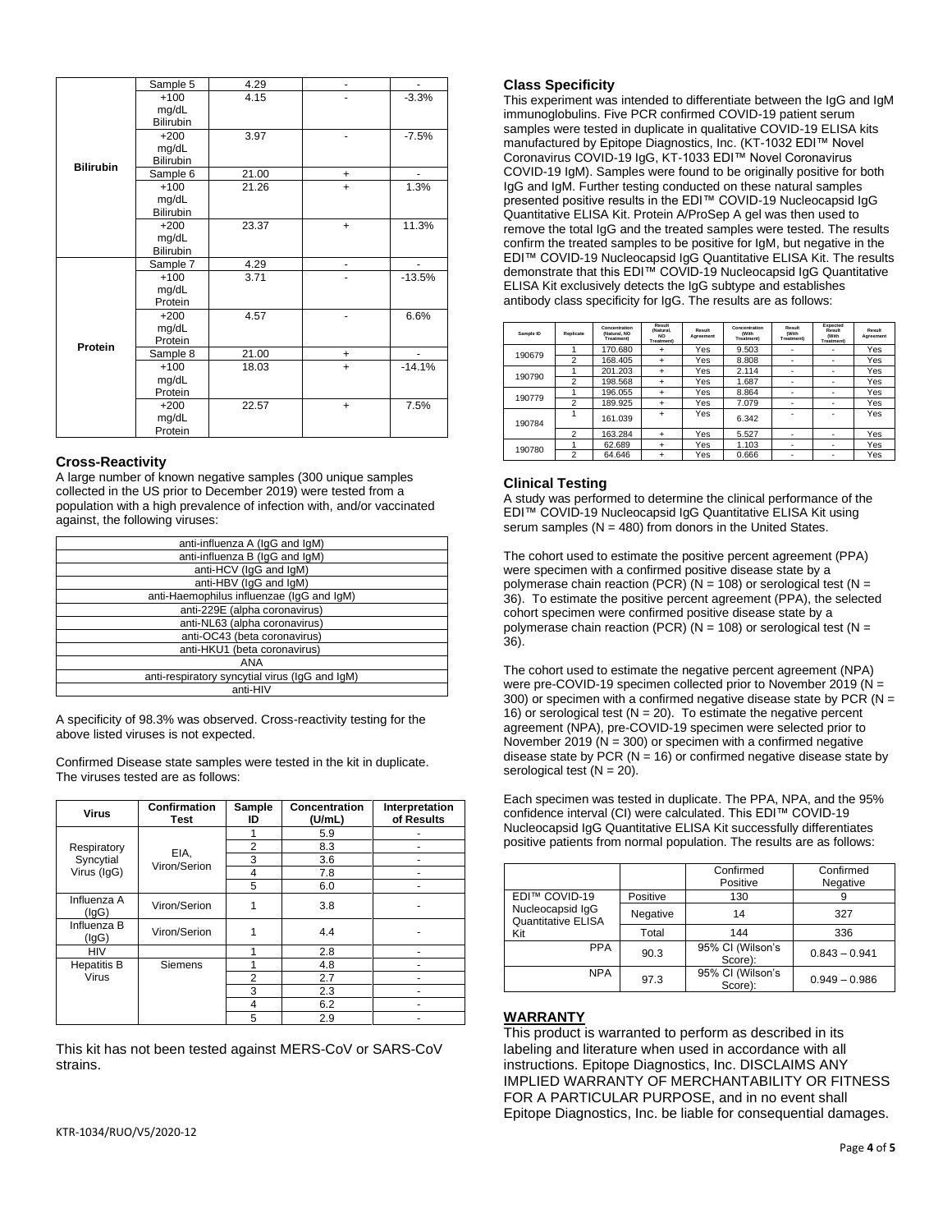| | | | | |
|---|---|---|---|---|
| **Bilirubin** | Sample 5 | 4.29 | - | - |
| | +100 mg/dL Bilirubin | 4.15 | - | -3.3% |
| | +200 mg/dL Bilirubin | 3.97 | - | -7.5% |
| | Sample 6 | 21.00 | + | - |
| | +100 mg/dL Bilirubin | 21.26 | + | 1.3% |
| | +200 mg/dL Bilirubin | 23.37 | + | 11.3% |
| **Protein** | Sample 7 | 4.29 | - | - |
| | +100 mg/dL Protein | 3.71 | - | -13.5% |
| | +200 mg/dL Protein | 4.57 | - | 6.6% |
| | Sample 8 | 21.00 | + | - |
| | +100 mg/dL Protein | 18.03 | + | -14.1% |
| | +200 mg/dL Protein | 22.57 | + | 7.5% |

### Cross-Reactivity

A large number of known negative samples (300 unique samples collected in the US prior to December 2019) were tested from a population with a high prevalence of infection with, and/or vaccinated against, the following viruses:

| |
|---|
| anti-influenza A (IgG and IgM) |
| anti-influenza B (IgG and IgM) |
| anti-HCV (IgG and IgM) |
| anti-HBV (IgG and IgM) |
| anti-Haemophilus influenzae (IgG and IgM) |
| anti-229E (alpha coronavirus) |
| anti-NL63 (alpha coronavirus) |
| anti-OC43 (beta coronavirus) |
| anti-HKU1 (beta coronavirus) |
| ANA |
| anti-respiratory syncytial virus (IgG and IgM) |
| anti-HIV |

A specificity of 98.3% was observed. Cross-reactivity testing for the above listed viruses is not expected.

Confirmed Disease state samples were tested in the kit in duplicate. The viruses tested are as follows:

| Virus | Confirmation Test | Sample ID | Concentration (U/mL) | Interpretation of Results |
|---|---|---|---|---|
| Respiratory Syncytial Virus (IgG) | EIA, Viron/Serion | 1 | 5.9 | - |
| | | 2 | 8.3 | - |
| | | 3 | 3.6 | - |
| | | 4 | 7.8 | - |
| | | 5 | 6.0 | - |
| Influenza A (IgG) | Viron/Serion | 1 | 3.8 | - |
| Influenza B (IgG) | Viron/Serion | 1 | 4.4 | - |
| HIV | | 1 | 2.8 | - |
| Hepatitis B Virus | Siemens | 1 | 4.8 | - |
| | | 2 | 2.7 | - |
| | | 3 | 2.3 | - |
| | | 4 | 6.2 | - |
| | | 5 | 2.9 | - |

This kit has not been tested against MERS-CoV or SARS-CoV strains.

### Class Specificity

This experiment was intended to differentiate between the IgG and IgM immunoglobulins. Five PCR confirmed COVID-19 patient serum samples were tested in duplicate in qualitative COVID-19 ELISA kits manufactured by Epitope Diagnostics, Inc. (KT-1032 EDI™ Novel Coronavirus COVID-19 IgG, KT-1033 EDI™ Novel Coronavirus COVID-19 IgM). Samples were found to be originally positive for both IgG and IgM. Further testing conducted on these natural samples presented positive results in the EDI™ COVID-19 Nucleocapsid IgG Quantitative ELISA Kit. Protein A/ProSep A gel was then used to remove the total IgG and the treated samples were tested. The results confirm the treated samples to be positive for IgM, but negative in the EDI™ COVID-19 Nucleocapsid IgG Quantitative ELISA Kit. The results demonstrate that this EDI™ COVID-19 Nucleocapsid IgG Quantitative ELISA Kit exclusively detects the IgG subtype and establishes antibody class specificity for IgG. The results are as follows:

| Sample ID | Replicate | Concentration (Natural, NO Treatment) | Result (Natural, NO Treatment) | Result Agreement | Concentration (With Treatment) | Result (With Treatment) | Expected Result (With Treatment) | Result Agreement |
|---|---|---|---|---|---|---|---|---|
| 190679 | 1 | 170.680 | + | Yes | 9.503 | - | - | Yes |
| | 2 | 168.405 | + | Yes | 8.808 | - | - | Yes |
| 190790 | 1 | 201.203 | + | Yes | 2.114 | - | - | Yes |
| | 2 | 198.568 | + | Yes | 1.687 | - | - | Yes |
| 190779 | 1 | 196.055 | + | Yes | 8.864 | - | - | Yes |
| | 2 | 189.925 | + | Yes | 7.079 | - | - | Yes |
| 190784 | 1 | 161.039 | + | Yes | 6.342 | - | - | Yes |
| | 2 | 163.284 | + | Yes | 5.527 | - | - | Yes |
| 190780 | 1 | 62.689 | + | Yes | 1.103 | - | - | Yes |
| | 2 | 64.646 | + | Yes | 0.666 | - | - | Yes |

### Clinical Testing

A study was performed to determine the clinical performance of the EDI™ COVID-19 Nucleocapsid IgG Quantitative ELISA Kit using serum samples (N = 480) from donors in the United States.

The cohort used to estimate the positive percent agreement (PPA) were specimen with a confirmed positive disease state by a polymerase chain reaction (PCR) (N = 108) or serological test (N = 36). To estimate the positive percent agreement (PPA), the selected cohort specimen were confirmed positive disease state by a polymerase chain reaction (PCR) (N = 108) or serological test (N = 36).

The cohort used to estimate the negative percent agreement (NPA) were pre-COVID-19 specimen collected prior to November 2019 (N = 300) or specimen with a confirmed negative disease state by PCR (N = 16) or serological test (N = 20). To estimate the negative percent agreement (NPA), pre-COVID-19 specimen were selected prior to November 2019 (N = 300) or specimen with a confirmed negative disease state by PCR (N = 16) or confirmed negative disease state by serological test (N = 20).

Each specimen was tested in duplicate. The PPA, NPA, and the 95% confidence interval (CI) were calculated. This EDI™ COVID-19 Nucleocapsid IgG Quantitative ELISA Kit successfully differentiates positive patients from normal population. The results are as follows:

| | | Confirmed Positive | Confirmed Negative |
|---|---|---|---|
| EDI™ COVID-19 Nucleocapsid IgG Quantitative ELISA Kit | Positive | 130 | 9 |
| | Negative | 14 | 327 |
| | Total | 144 | 336 |
| PPA | 90.3 | 95% CI (Wilson's Score): | 0.843 – 0.941 |
| NPA | 97.3 | 95% CI (Wilson's Score): | 0.949 – 0.986 |

### WARRANTY

This product is warranted to perform as described in its labeling and literature when used in accordance with all instructions. Epitope Diagnostics, Inc. DISCLAIMS ANY IMPLIED WARRANTY OF MERCHANTABILITY OR FITNESS FOR A PARTICULAR PURPOSE, and in no event shall Epitope Diagnostics, Inc. be liable for consequential damages.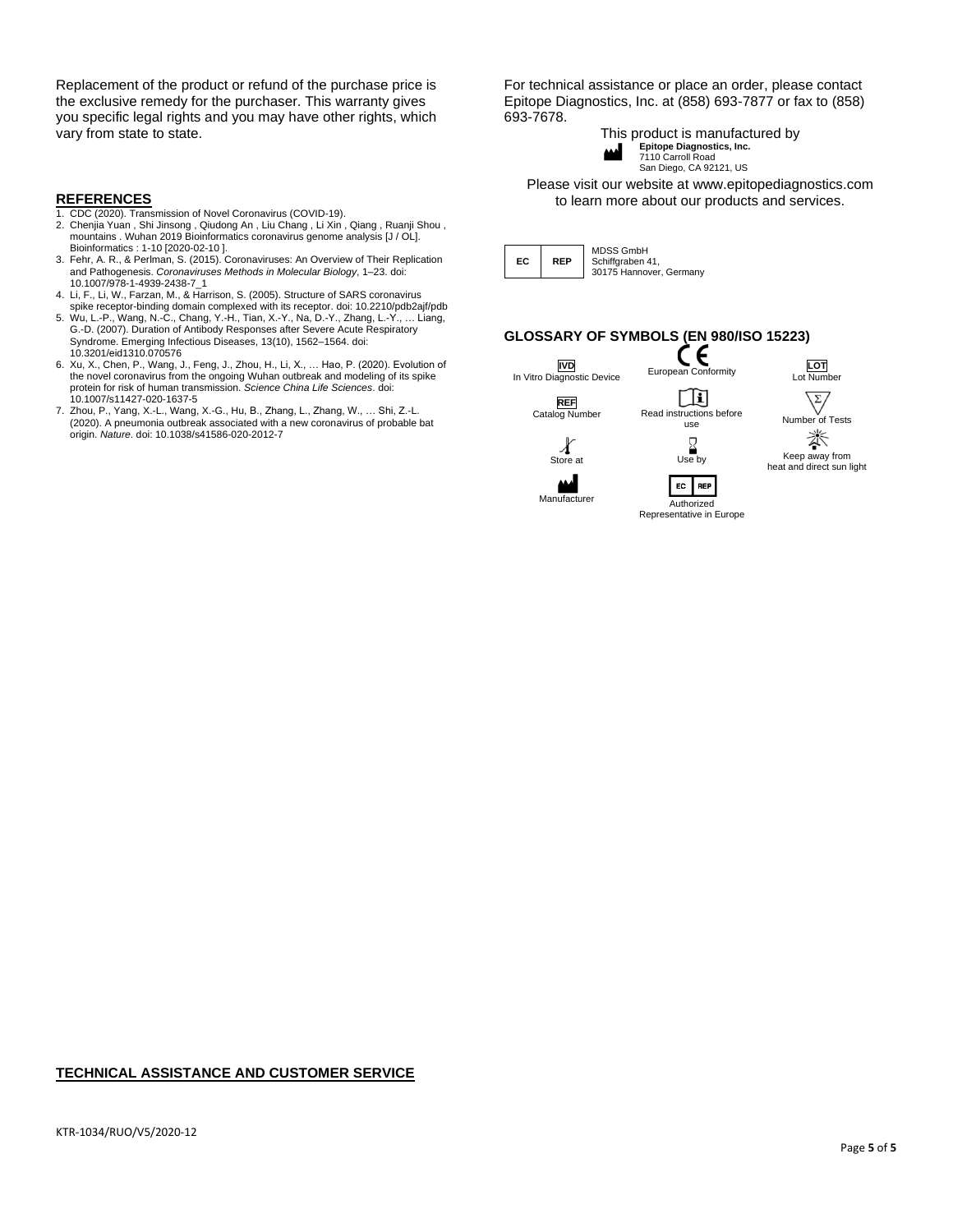Replacement of the product or refund of the purchase price is the exclusive remedy for the purchaser. This warranty gives you specific legal rights and you may have other rights, which vary from state to state.

## REFERENCES

1. CDC (2020). Transmission of Novel Coronavirus (COVID-19).
2. Chenjia Yuan , Shi Jinsong , Qiudong An , Liu Chang , Li Xin , Qiang , Ruanji Shou , mountains . Wuhan 2019 Bioinformatics coronavirus genome analysis [J / OL]. Bioinformatics : 1-10 [2020-02-10 ].
3. Fehr, A. R., & Perlman, S. (2015). Coronaviruses: An Overview of Their Replication and Pathogenesis. *Coronaviruses Methods in Molecular Biology*, 1–23. doi: 10.1007/978-1-4939-2438-7_1
4. Li, F., Li, W., Farzan, M., & Harrison, S. (2005). Structure of SARS coronavirus spike receptor-binding domain complexed with its receptor. doi: 10.2210/pdb2ajf/pdb
5. Wu, L.-P., Wang, N.-C., Chang, Y.-H., Tian, X.-Y., Na, D.-Y., Zhang, L.-Y., … Liang, G.-D. (2007). Duration of Antibody Responses after Severe Acute Respiratory Syndrome. Emerging Infectious Diseases, 13(10), 1562–1564. doi: 10.3201/eid1310.070576
6. Xu, X., Chen, P., Wang, J., Feng, J., Zhou, H., Li, X., … Hao, P. (2020). Evolution of the novel coronavirus from the ongoing Wuhan outbreak and modeling of its spike protein for risk of human transmission. *Science China Life Sciences*. doi: 10.1007/s11427-020-1637-5
7. Zhou, P., Yang, X.-L., Wang, X.-G., Hu, B., Zhang, L., Zhang, W., … Shi, Z.-L. (2020). A pneumonia outbreak associated with a new coronavirus of probable bat origin. *Nature*. doi: 10.1038/s41586-020-2012-7

## TECHNICAL ASSISTANCE AND CUSTOMER SERVICE

For technical assistance or place an order, please contact Epitope Diagnostics, Inc. at (858) 693-7877 or fax to (858) 693-7678.

This product is manufactured by

**Epitope Diagnostics, Inc.**
7110 Carroll Road
San Diego, CA 92121, US

Please visit our website at www.epitopediagnostics.com to learn more about our products and services.

EC REP
MDSS GmbH
Schiffgraben 41,
30175 Hannover, Germany

## GLOSSARY OF SYMBOLS (EN 980/ISO 15223)

IVD In Vitro Diagnostic Device

CE European Conformity

LOT Lot Number

REF Catalog Number

Read instructions before use

Number of Tests

Store at

Use by

Keep away from heat and direct sun light

Manufacturer

EC REP Authorized Representative in Europe

KTR-1034/RUO/V5/2020-12